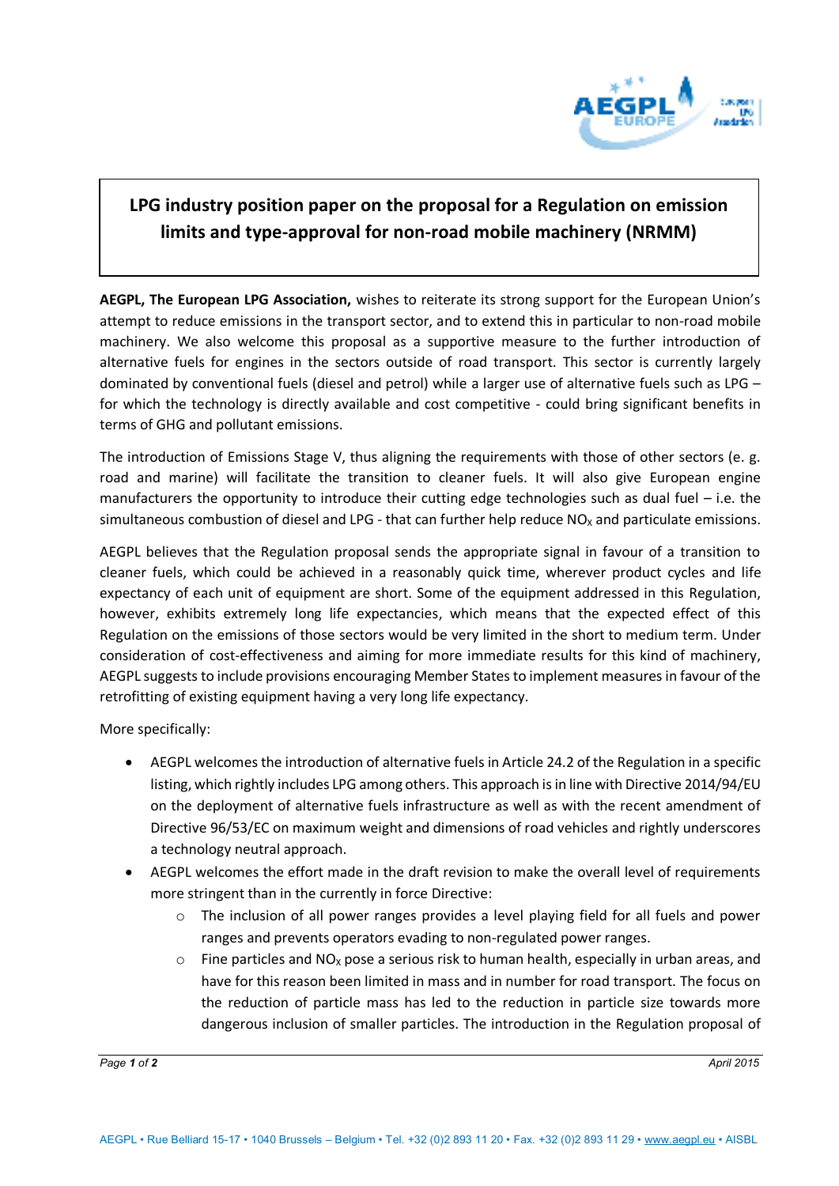# LPG industry position paper on the proposal for a Regulation on emission limits and type-approval for non-road mobile machinery (NRMM)

**AEGPL, The European LPG Association,** wishes to reiterate its strong support for the European Union's attempt to reduce emissions in the transport sector, and to extend this in particular to non-road mobile machinery. We also welcome this proposal as a supportive measure to the further introduction of alternative fuels for engines in the sectors outside of road transport. This sector is currently largely dominated by conventional fuels (diesel and petrol) while a larger use of alternative fuels such as LPG – for which the technology is directly available and cost competitive - could bring significant benefits in terms of GHG and pollutant emissions.

The introduction of Emissions Stage V, thus aligning the requirements with those of other sectors (e. g. road and marine) will facilitate the transition to cleaner fuels. It will also give European engine manufacturers the opportunity to introduce their cutting edge technologies such as dual fuel – i.e. the simultaneous combustion of diesel and LPG - that can further help reduce $NO_x$ and particulate emissions.

AEGPL believes that the Regulation proposal sends the appropriate signal in favour of a transition to cleaner fuels, which could be achieved in a reasonably quick time, wherever product cycles and life expectancy of each unit of equipment are short. Some of the equipment addressed in this Regulation, however, exhibits extremely long life expectancies, which means that the expected effect of this Regulation on the emissions of those sectors would be very limited in the short to medium term. Under consideration of cost-effectiveness and aiming for more immediate results for this kind of machinery, AEGPL suggests to include provisions encouraging Member States to implement measures in favour of the retrofitting of existing equipment having a very long life expectancy.

More specifically:

- AEGPL welcomes the introduction of alternative fuels in Article 24.2 of the Regulation in a specific listing, which rightly includes LPG among others. This approach is in line with Directive 2014/94/EU on the deployment of alternative fuels infrastructure as well as with the recent amendment of Directive 96/53/EC on maximum weight and dimensions of road vehicles and rightly underscores a technology neutral approach.
- AEGPL welcomes the effort made in the draft revision to make the overall level of requirements more stringent than in the currently in force Directive:
  - The inclusion of all power ranges provides a level playing field for all fuels and power ranges and prevents operators evading to non-regulated power ranges.
  - Fine particles and $NO_X$ pose a serious risk to human health, especially in urban areas, and have for this reason been limited in mass and in number for road transport. The focus on the reduction of particle mass has led to the reduction in particle size towards more dangerous inclusion of smaller particles. The introduction in the Regulation proposal of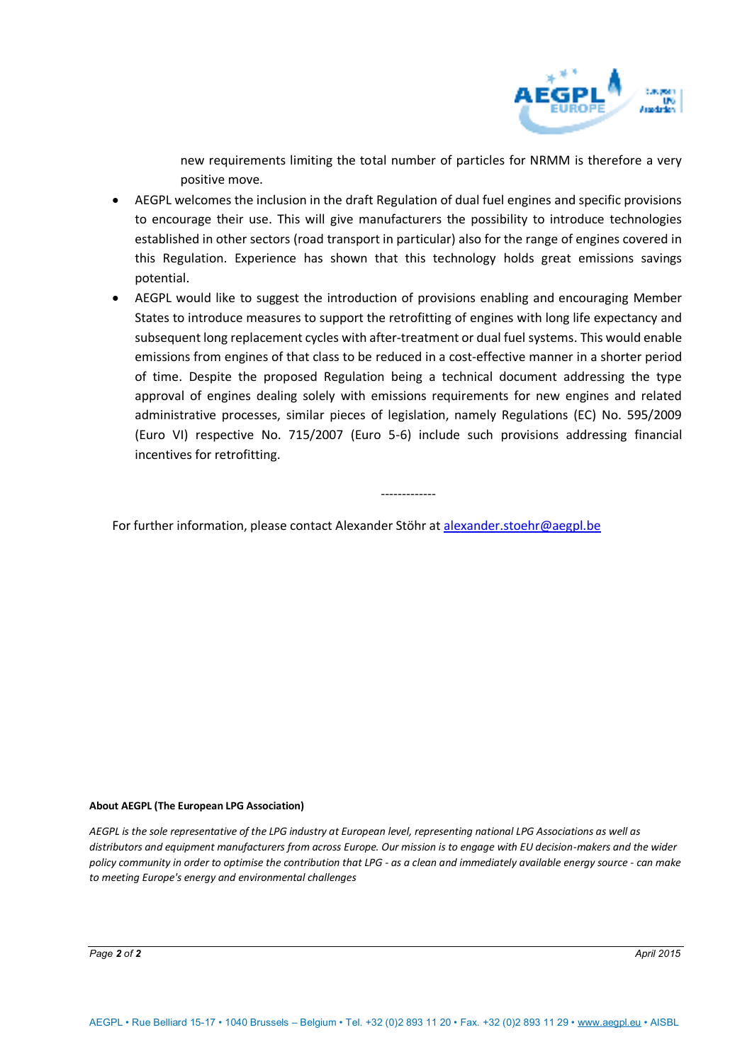new requirements limiting the total number of particles for NRMM is therefore a very positive move.

- AEGPL welcomes the inclusion in the draft Regulation of dual fuel engines and specific provisions to encourage their use. This will give manufacturers the possibility to introduce technologies established in other sectors (road transport in particular) also for the range of engines covered in this Regulation. Experience has shown that this technology holds great emissions savings potential.
- AEGPL would like to suggest the introduction of provisions enabling and encouraging Member States to introduce measures to support the retrofitting of engines with long life expectancy and subsequent long replacement cycles with after-treatment or dual fuel systems. This would enable emissions from engines of that class to be reduced in a cost-effective manner in a shorter period of time. Despite the proposed Regulation being a technical document addressing the type approval of engines dealing solely with emissions requirements for new engines and related administrative processes, similar pieces of legislation, namely Regulations (EC) No. 595/2009 (Euro VI) respective No. 715/2007 (Euro 5-6) include such provisions addressing financial incentives for retrofitting.

-------------

For further information, please contact Alexander Stöhr at alexander.stoehr@aegpl.be

**About AEGPL (The European LPG Association)**

*AEGPL is the sole representative of the LPG industry at European level, representing national LPG Associations as well as distributors and equipment manufacturers from across Europe. Our mission is to engage with EU decision-makers and the wider policy community in order to optimise the contribution that LPG - as a clean and immediately available energy source - can make to meeting Europe's energy and environmental challenges*